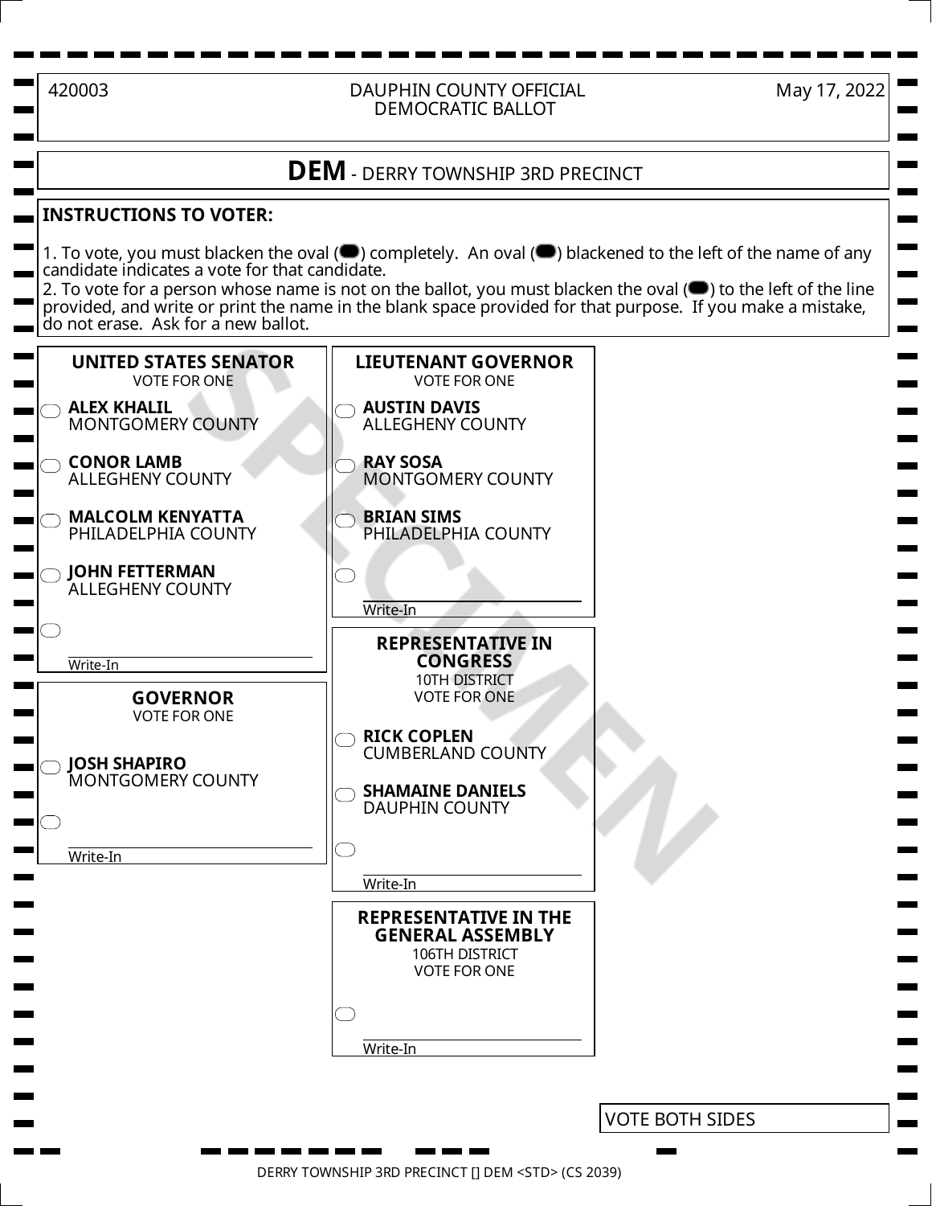420003

DAUPHIN COUNTY OFFICIAL
DEMOCRATIC BALLOT

May 17, 2022

# DEM - DERRY TOWNSHIP 3RD PRECINCT

**INSTRUCTIONS TO VOTER:**

1. To vote, you must blacken the oval (⬬) completely. An oval (⬬) blackened to the left of the name of any candidate indicates a vote for that candidate.
2. To vote for a person whose name is not on the ballot, you must blacken the oval (⬬) to the left of the line provided, and write or print the name in the blank space provided for that purpose. If you make a mistake, do not erase. Ask for a new ballot.

## UNITED STATES SENATOR
VOTE FOR ONE

- **ALEX KHALIL** MONTGOMERY COUNTY
- **CONOR LAMB** ALLEGHENY COUNTY
- **MALCOLM KENYATTA** PHILADELPHIA COUNTY
- **JOHN FETTERMAN** ALLEGHENY COUNTY
- Write-In

## GOVERNOR
VOTE FOR ONE

- **JOSH SHAPIRO** MONTGOMERY COUNTY
- Write-In

## LIEUTENANT GOVERNOR
VOTE FOR ONE

- **AUSTIN DAVIS** ALLEGHENY COUNTY
- **RAY SOSA** MONTGOMERY COUNTY
- **BRIAN SIMS** PHILADELPHIA COUNTY
- Write-In

## REPRESENTATIVE IN CONGRESS
10TH DISTRICT
VOTE FOR ONE

- **RICK COPLEN** CUMBERLAND COUNTY
- **SHAMAINE DANIELS** DAUPHIN COUNTY
- Write-In

## REPRESENTATIVE IN THE GENERAL ASSEMBLY
106TH DISTRICT
VOTE FOR ONE

- Write-In

SPECIMEN

VOTE BOTH SIDES

DERRY TOWNSHIP 3RD PRECINCT [] DEM <STD> (CS 2039)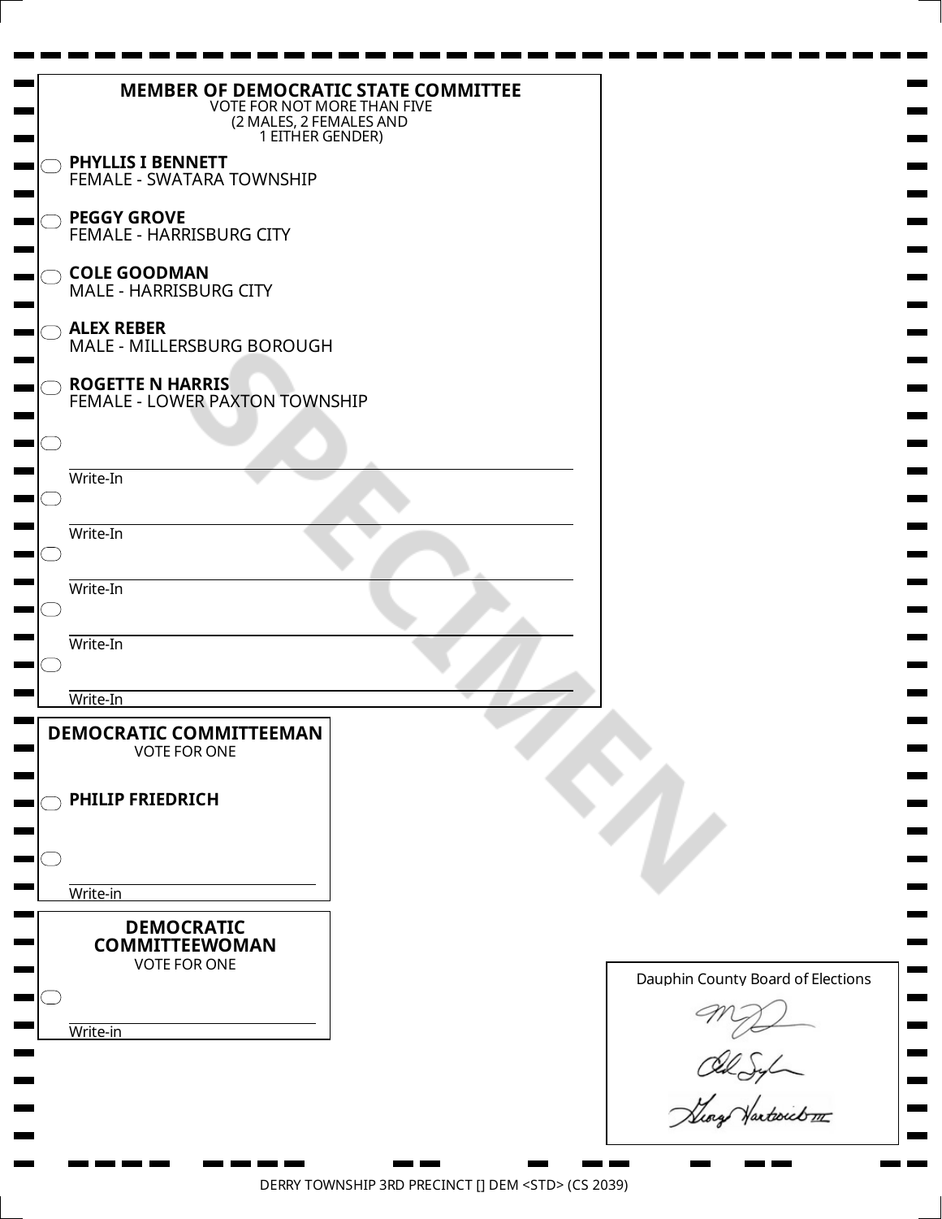## MEMBER OF DEMOCRATIC STATE COMMITTEE

VOTE FOR NOT MORE THAN FIVE
(2 MALES, 2 FEMALES AND
1 EITHER GENDER)

- **PHYLLIS I BENNETT**
  FEMALE - SWATARA TOWNSHIP
- **PEGGY GROVE**
  FEMALE - HARRISBURG CITY
- **COLE GOODMAN**
  MALE - HARRISBURG CITY
- **ALEX REBER**
  MALE - MILLERSBURG BOROUGH
- **ROGETTE N HARRIS**
  FEMALE - LOWER PAXTON TOWNSHIP
- Write-In
- Write-In
- Write-In
- Write-In
- Write-In

## DEMOCRATIC COMMITTEEMAN

VOTE FOR ONE

- **PHILIP FRIEDRICH**
- Write-in

## DEMOCRATIC COMMITTEEWOMAN

VOTE FOR ONE

- Write-in

SPECIMEN

Dauphin County Board of Elections

DERRY TOWNSHIP 3RD PRECINCT [] DEM <STD> (CS 2039)